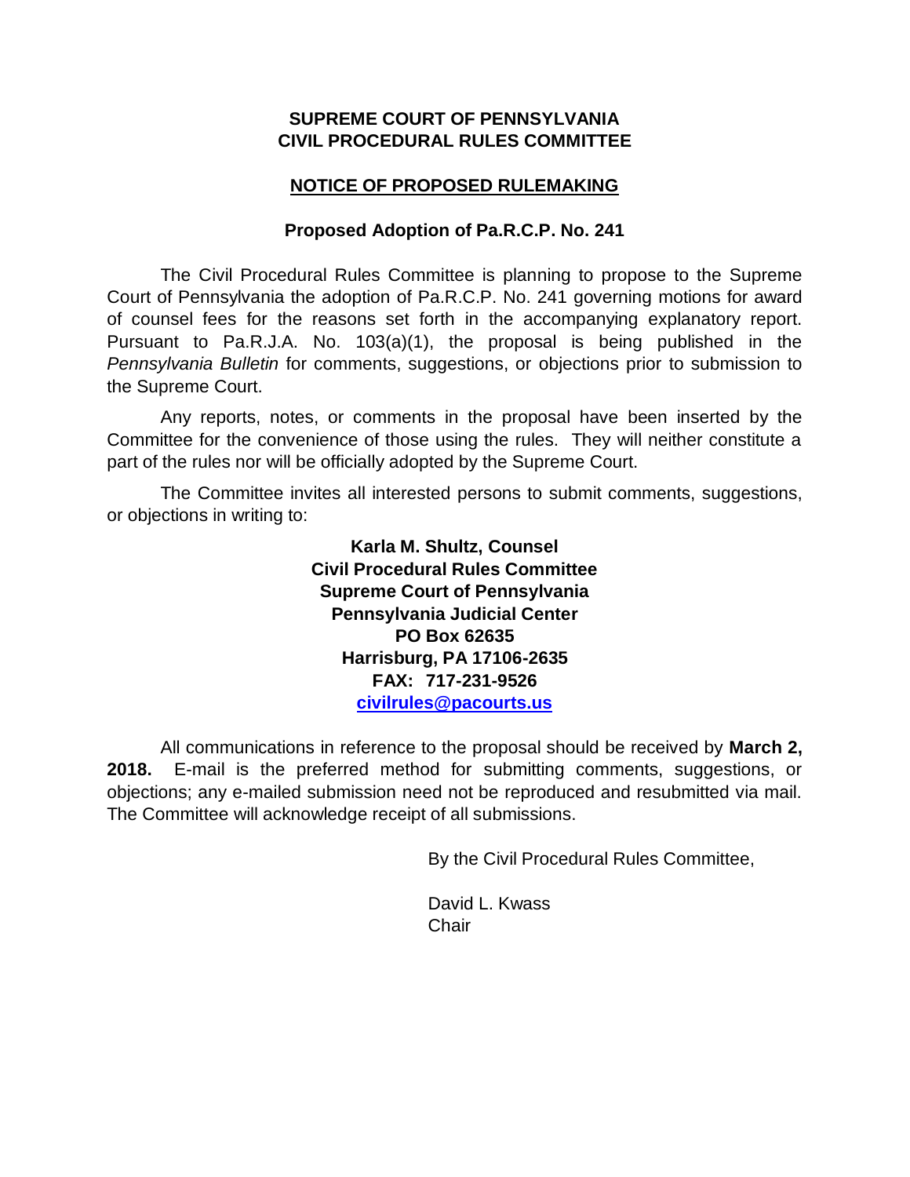**SUPREME COURT OF PENNSYLVANIA**
**CIVIL PROCEDURAL RULES COMMITTEE**

## NOTICE OF PROPOSED RULEMAKING

### Proposed Adoption of Pa.R.C.P. No. 241

The Civil Procedural Rules Committee is planning to propose to the Supreme Court of Pennsylvania the adoption of Pa.R.C.P. No. 241 governing motions for award of counsel fees for the reasons set forth in the accompanying explanatory report. Pursuant to Pa.R.J.A. No. 103(a)(1), the proposal is being published in the *Pennsylvania Bulletin* for comments, suggestions, or objections prior to submission to the Supreme Court.

Any reports, notes, or comments in the proposal have been inserted by the Committee for the convenience of those using the rules. They will neither constitute a part of the rules nor will be officially adopted by the Supreme Court.

The Committee invites all interested persons to submit comments, suggestions, or objections in writing to:

**Karla M. Shultz, Counsel**
**Civil Procedural Rules Committee**
**Supreme Court of Pennsylvania**
**Pennsylvania Judicial Center**
**PO Box 62635**
**Harrisburg, PA 17106-2635**
**FAX: 717-231-9526**
**civilrules@pacourts.us**

All communications in reference to the proposal should be received by **March 2, 2018.** E-mail is the preferred method for submitting comments, suggestions, or objections; any e-mailed submission need not be reproduced and resubmitted via mail. The Committee will acknowledge receipt of all submissions.

By the Civil Procedural Rules Committee,

David L. Kwass
Chair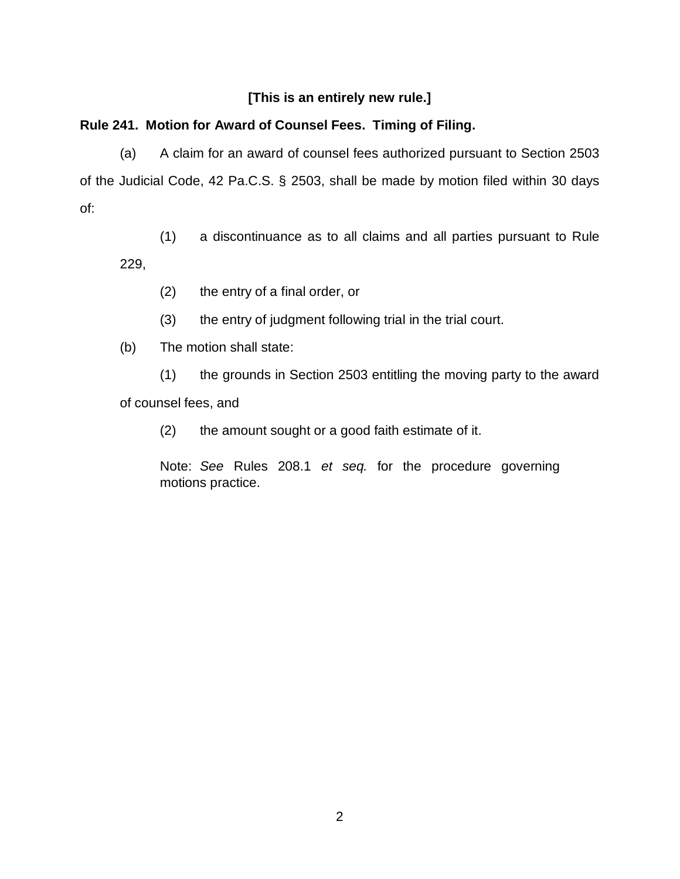**[This is an entirely new rule.]**

**Rule 241. Motion for Award of Counsel Fees. Timing of Filing.**

(a) A claim for an award of counsel fees authorized pursuant to Section 2503 of the Judicial Code, 42 Pa.C.S. § 2503, shall be made by motion filed within 30 days of:

(1) a discontinuance as to all claims and all parties pursuant to Rule 229,

(2) the entry of a final order, or

(3) the entry of judgment following trial in the trial court.

(b) The motion shall state:

(1) the grounds in Section 2503 entitling the moving party to the award of counsel fees, and

(2) the amount sought or a good faith estimate of it.

Note: *See* Rules 208.1 *et seq.* for the procedure governing motions practice.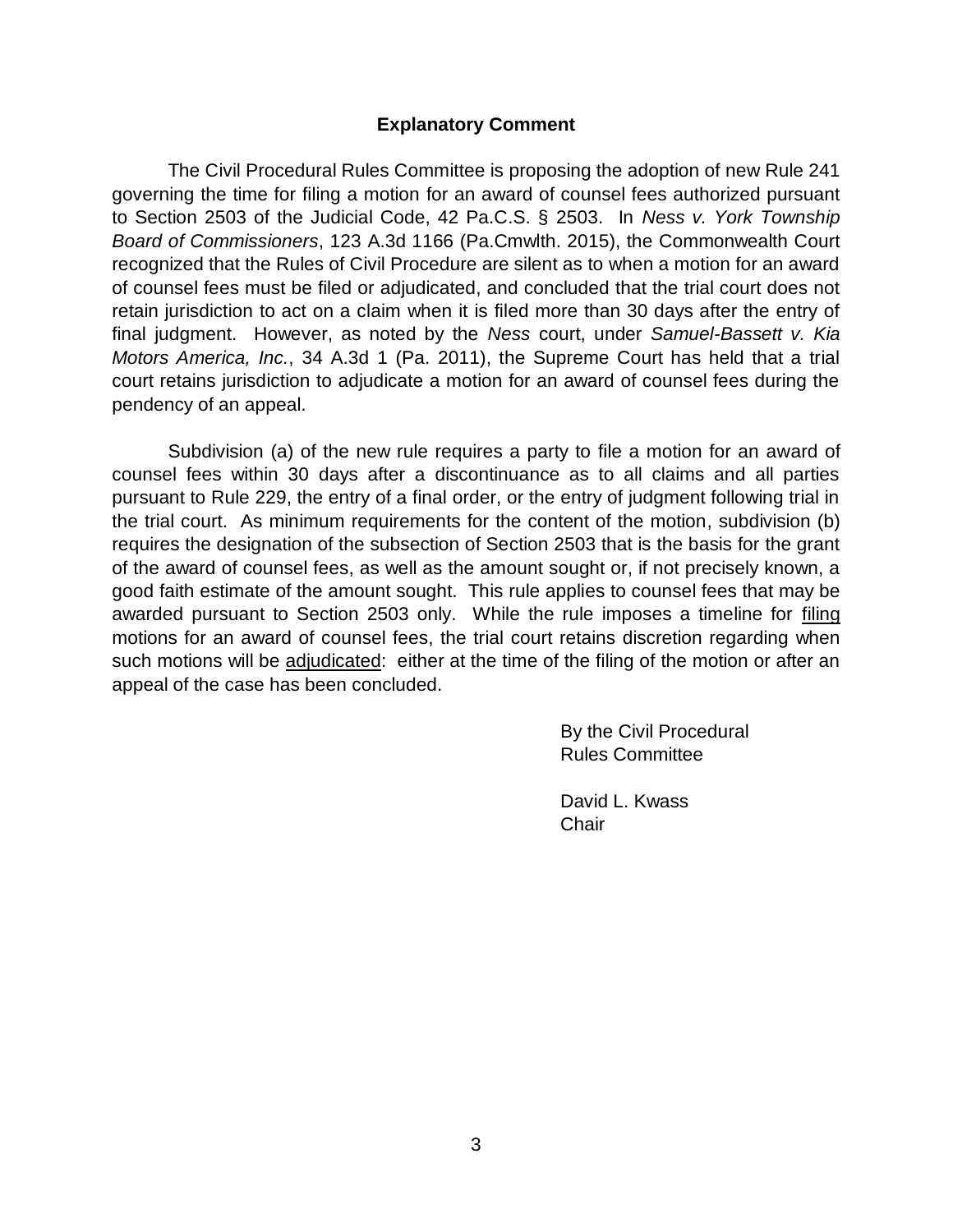## Explanatory Comment

The Civil Procedural Rules Committee is proposing the adoption of new Rule 241 governing the time for filing a motion for an award of counsel fees authorized pursuant to Section 2503 of the Judicial Code, 42 Pa.C.S. § 2503. In *Ness v. York Township Board of Commissioners*, 123 A.3d 1166 (Pa.Cmwlth. 2015), the Commonwealth Court recognized that the Rules of Civil Procedure are silent as to when a motion for an award of counsel fees must be filed or adjudicated, and concluded that the trial court does not retain jurisdiction to act on a claim when it is filed more than 30 days after the entry of final judgment. However, as noted by the *Ness* court, under *Samuel-Bassett v. Kia Motors America, Inc.*, 34 A.3d 1 (Pa. 2011), the Supreme Court has held that a trial court retains jurisdiction to adjudicate a motion for an award of counsel fees during the pendency of an appeal.

Subdivision (a) of the new rule requires a party to file a motion for an award of counsel fees within 30 days after a discontinuance as to all claims and all parties pursuant to Rule 229, the entry of a final order, or the entry of judgment following trial in the trial court. As minimum requirements for the content of the motion, subdivision (b) requires the designation of the subsection of Section 2503 that is the basis for the grant of the award of counsel fees, as well as the amount sought or, if not precisely known, a good faith estimate of the amount sought. This rule applies to counsel fees that may be awarded pursuant to Section 2503 only. While the rule imposes a timeline for <u>filing</u> motions for an award of counsel fees, the trial court retains discretion regarding when such motions will be <u>adjudicated</u>: either at the time of the filing of the motion or after an appeal of the case has been concluded.

By the Civil Procedural Rules Committee

David L. Kwass
Chair